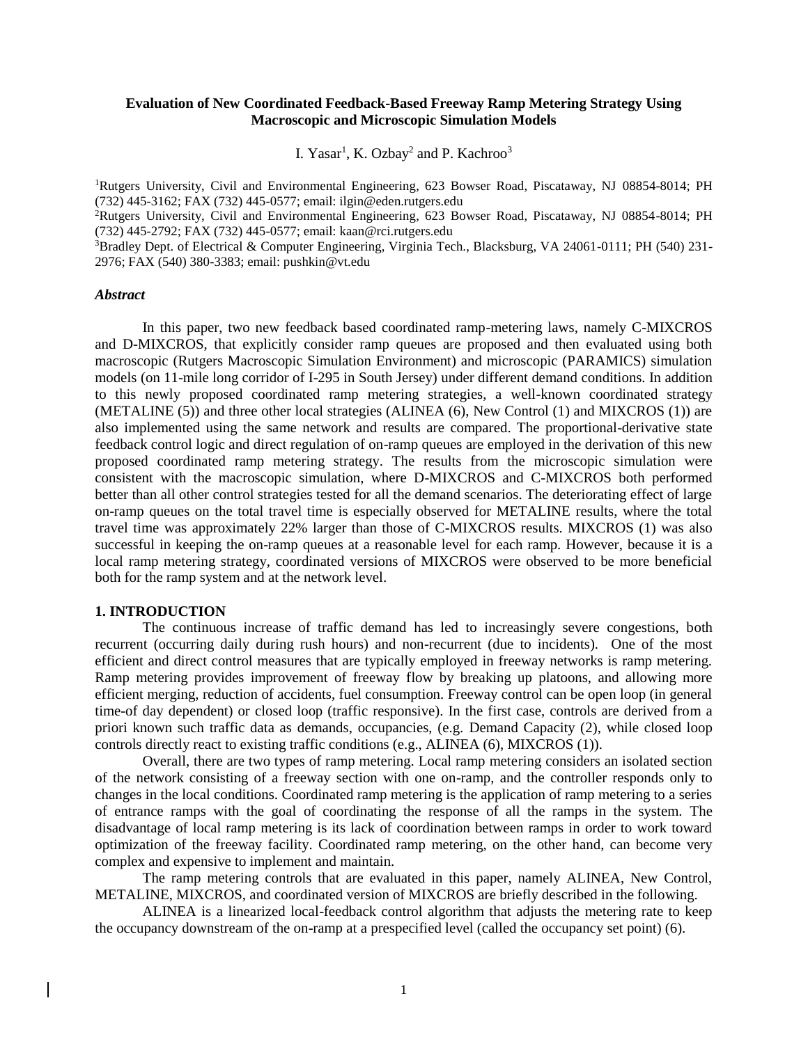**Evaluation of New Coordinated Feedback-Based Freeway Ramp Metering Strategy Using Macroscopic and Microscopic Simulation Models**

I. Yasar[1], K. Ozbay[2] and P. Kachroo[3]

[1]Rutgers University, Civil and Environmental Engineering, 623 Bowser Road, Piscataway, NJ 08854-8014; PH (732) 445-3162; FAX (732) 445-0577; email: ilgin@eden.rutgers.edu
[2]Rutgers University, Civil and Environmental Engineering, 623 Bowser Road, Piscataway, NJ 08854-8014; PH (732) 445-2792; FAX (732) 445-0577; email: kaan@rci.rutgers.edu
[3]Bradley Dept. of Electrical & Computer Engineering, Virginia Tech., Blacksburg, VA 24061-0111; PH (540) 231-2976; FAX (540) 380-3383; email: pushkin@vt.edu

### *Abstract*

In this paper, two new feedback based coordinated ramp-metering laws, namely C-MIXCROS and D-MIXCROS, that explicitly consider ramp queues are proposed and then evaluated using both macroscopic (Rutgers Macroscopic Simulation Environment) and microscopic (PARAMICS) simulation models (on 11-mile long corridor of I-295 in South Jersey) under different demand conditions. In addition to this newly proposed coordinated ramp metering strategies, a well-known coordinated strategy (METALINE (5)) and three other local strategies (ALINEA (6), New Control (1) and MIXCROS (1)) are also implemented using the same network and results are compared. The proportional-derivative state feedback control logic and direct regulation of on-ramp queues are employed in the derivation of this new proposed coordinated ramp metering strategy. The results from the microscopic simulation were consistent with the macroscopic simulation, where D-MIXCROS and C-MIXCROS both performed better than all other control strategies tested for all the demand scenarios. The deteriorating effect of large on-ramp queues on the total travel time is especially observed for METALINE results, where the total travel time was approximately 22% larger than those of C-MIXCROS results. MIXCROS (1) was also successful in keeping the on-ramp queues at a reasonable level for each ramp. However, because it is a local ramp metering strategy, coordinated versions of MIXCROS were observed to be more beneficial both for the ramp system and at the network level.

## 1. INTRODUCTION

The continuous increase of traffic demand has led to increasingly severe congestions, both recurrent (occurring daily during rush hours) and non-recurrent (due to incidents). One of the most efficient and direct control measures that are typically employed in freeway networks is ramp metering. Ramp metering provides improvement of freeway flow by breaking up platoons, and allowing more efficient merging, reduction of accidents, fuel consumption. Freeway control can be open loop (in general time-of day dependent) or closed loop (traffic responsive). In the first case, controls are derived from a priori known such traffic data as demands, occupancies, (e.g. Demand Capacity (2), while closed loop controls directly react to existing traffic conditions (e.g., ALINEA (6), MIXCROS (1)).

Overall, there are two types of ramp metering. Local ramp metering considers an isolated section of the network consisting of a freeway section with one on-ramp, and the controller responds only to changes in the local conditions. Coordinated ramp metering is the application of ramp metering to a series of entrance ramps with the goal of coordinating the response of all the ramps in the system. The disadvantage of local ramp metering is its lack of coordination between ramps in order to work toward optimization of the freeway facility. Coordinated ramp metering, on the other hand, can become very complex and expensive to implement and maintain.

The ramp metering controls that are evaluated in this paper, namely ALINEA, New Control, METALINE, MIXCROS, and coordinated version of MIXCROS are briefly described in the following.

ALINEA is a linearized local-feedback control algorithm that adjusts the metering rate to keep the occupancy downstream of the on-ramp at a prespecified level (called the occupancy set point) (6).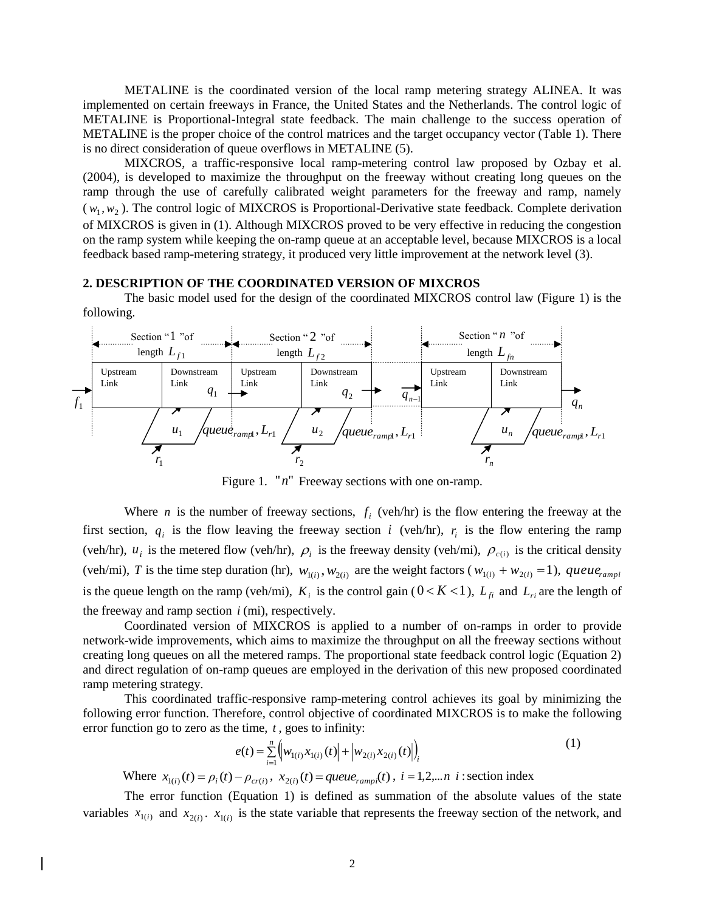METALINE is the coordinated version of the local ramp metering strategy ALINEA. It was implemented on certain freeways in France, the United States and the Netherlands. The control logic of METALINE is Proportional-Integral state feedback. The main challenge to the success operation of METALINE is the proper choice of the control matrices and the target occupancy vector (Table 1). There is no direct consideration of queue overflows in METALINE (5).

MIXCROS, a traffic-responsive local ramp-metering control law proposed by Ozbay et al. (2004), is developed to maximize the throughput on the freeway without creating long queues on the ramp through the use of carefully calibrated weight parameters for the freeway and ramp, namely ($w_1, w_2$). The control logic of MIXCROS is Proportional-Derivative state feedback. Complete derivation of MIXCROS is given in (1). Although MIXCROS proved to be very effective in reducing the congestion on the ramp system while keeping the on-ramp queue at an acceptable level, because MIXCROS is a local feedback based ramp-metering strategy, it produced very little improvement at the network level (3).

## 2. DESCRIPTION OF THE COORDINATED VERSION OF MIXCROS

The basic model used for the design of the coordinated MIXCROS control law (Figure 1) is the following.

Section "1" of length $L_{f1}$ | Section "2" of length $L_{f2}$ | Section "$n$" of length $L_{fn}$

Upstream Link | Downstream Link | $f_1$, $q_1$, $q_2$, $q_{n-1}$, $q_n$, $u_1$, $u_2$, $u_n$, $queue_{ramp1}, L_{r1}$, $r_1$, $r_2$, $r_n$

Figure 1. "$n$" Freeway sections with one on-ramp.

Where $n$ is the number of freeway sections, $f_i$ (veh/hr) is the flow entering the freeway at the first section, $q_i$ is the flow leaving the freeway section $i$ (veh/hr), $r_i$ is the flow entering the ramp (veh/hr), $u_i$ is the metered flow (veh/hr), $\rho_i$ is the freeway density (veh/mi), $\rho_{c(i)}$ is the critical density (veh/mi), $T$ is the time step duration (hr), $w_{1(i)}, w_{2(i)}$ are the weight factors ($w_{1(i)} + w_{2(i)} = 1$), $queue_{rampi}$ is the queue length on the ramp (veh/mi), $K_i$ is the control gain ($0 < K < 1$), $L_{fi}$ and $L_{ri}$ are the length of the freeway and ramp section $i$ (mi), respectively.

Coordinated version of MIXCROS is applied to a number of on-ramps in order to provide network-wide improvements, which aims to maximize the throughput on all the freeway sections without creating long queues on all the metered ramps. The proportional state feedback control logic (Equation 2) and direct regulation of on-ramp queues are employed in the derivation of this new proposed coordinated ramp metering strategy.

This coordinated traffic-responsive ramp-metering control achieves its goal by minimizing the following error function. Therefore, control objective of coordinated MIXCROS is to make the following error function go to zero as the time, $t$, goes to infinity:

$$e(t) = \sum_{i=1}^{n} \left( \left| w_{1(i)} x_{1(i)}(t) \right| + \left| w_{2(i)} x_{2(i)}(t) \right| \right)_i \tag{1}$$

Where $x_{1(i)}(t) = \rho_i(t) - \rho_{cr(i)}$, $x_{2(i)}(t) = queue_{rampi}(t)$, $i = 1, 2, \ldots n$ $i$: section index

The error function (Equation 1) is defined as summation of the absolute values of the state variables $x_{1(i)}$ and $x_{2(i)}$. $x_{1(i)}$ is the state variable that represents the freeway section of the network, and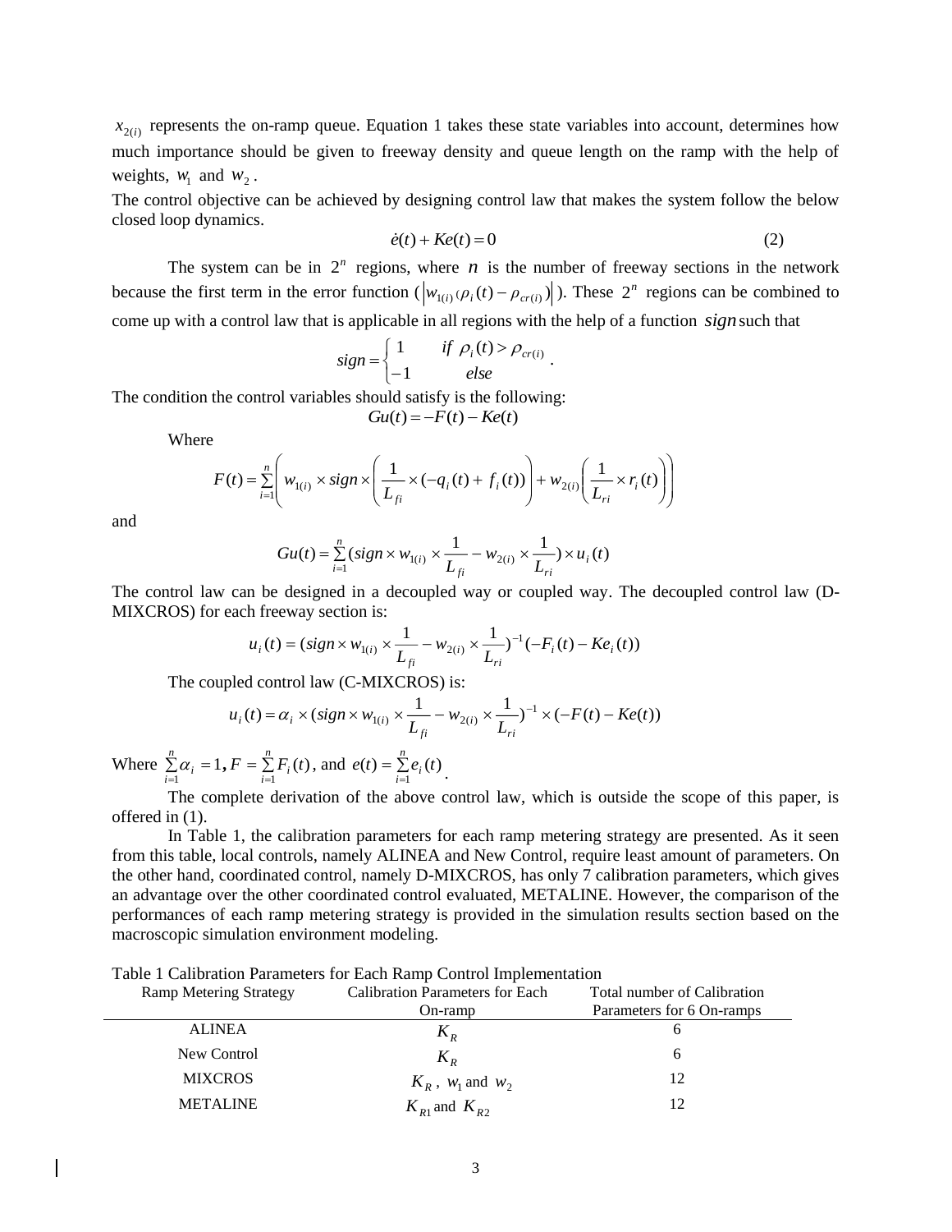$x_{2(i)}$ represents the on-ramp queue. Equation 1 takes these state variables into account, determines how much importance should be given to freeway density and queue length on the ramp with the help of weights, $w_1$ and $w_2$.

The control objective can be achieved by designing control law that makes the system follow the below closed loop dynamics.

$$\dot{e}(t) + Ke(t) = 0 \tag{2}$$

The system can be in $2^n$ regions, where $n$ is the number of freeway sections in the network because the first term in the error function ($\left| w_{1(i)}(\rho_i(t) - \rho_{cr(i)}) \right|$). These $2^n$ regions can be combined to come up with a control law that is applicable in all regions with the help of a function $sign$ such that

$$sign = \begin{cases} 1 & if\ \rho_i(t) > \rho_{cr(i)} \\ -1 & else \end{cases}.$$

The condition the control variables should satisfy is the following:

$$Gu(t) = -F(t) - Ke(t)$$

Where

$$F(t) = \sum_{i=1}^{n} \left( w_{1(i)} \times sign \times \left( \frac{1}{L_{fi}} \times (-q_i(t) + f_i(t)) \right) + w_{2(i)} \left( \frac{1}{L_{ri}} \times r_i(t) \right) \right)$$

and

$$Gu(t) = \sum_{i=1}^{n} (sign \times w_{1(i)} \times \frac{1}{L_{fi}} - w_{2(i)} \times \frac{1}{L_{ri}}) \times u_i(t)$$

The control law can be designed in a decoupled way or coupled way. The decoupled control law (D-MIXCROS) for each freeway section is:

$$u_i(t) = (sign \times w_{1(i)} \times \frac{1}{L_{fi}} - w_{2(i)} \times \frac{1}{L_{ri}})^{-1}(-F_i(t) - Ke_i(t))$$

The coupled control law (C-MIXCROS) is:

$$u_i(t) = \alpha_i \times (sign \times w_{1(i)} \times \frac{1}{L_{fi}} - w_{2(i)} \times \frac{1}{L_{ri}})^{-1} \times (-F(t) - Ke(t))$$

Where $\sum_{i=1}^{n} \alpha_i = 1$, $F = \sum_{i=1}^{n} F_i(t)$, and $e(t) = \sum_{i=1}^{n} e_i(t)$.

The complete derivation of the above control law, which is outside the scope of this paper, is offered in (1).

In Table 1, the calibration parameters for each ramp metering strategy are presented. As it seen from this table, local controls, namely ALINEA and New Control, require least amount of parameters. On the other hand, coordinated control, namely D-MIXCROS, has only 7 calibration parameters, which gives an advantage over the other coordinated control evaluated, METALINE. However, the comparison of the performances of each ramp metering strategy is provided in the simulation results section based on the macroscopic simulation environment modeling.

Table 1 Calibration Parameters for Each Ramp Control Implementation

| Ramp Metering Strategy | Calibration Parameters for Each On-ramp | Total number of Calibration Parameters for 6 On-ramps |
|---|---|---|
| ALINEA | $K_R$ | 6 |
| New Control | $K_R$ | 6 |
| MIXCROS | $K_R$, $w_1$ and $w_2$ | 12 |
| METALINE | $K_{R1}$ and $K_{R2}$ | 12 |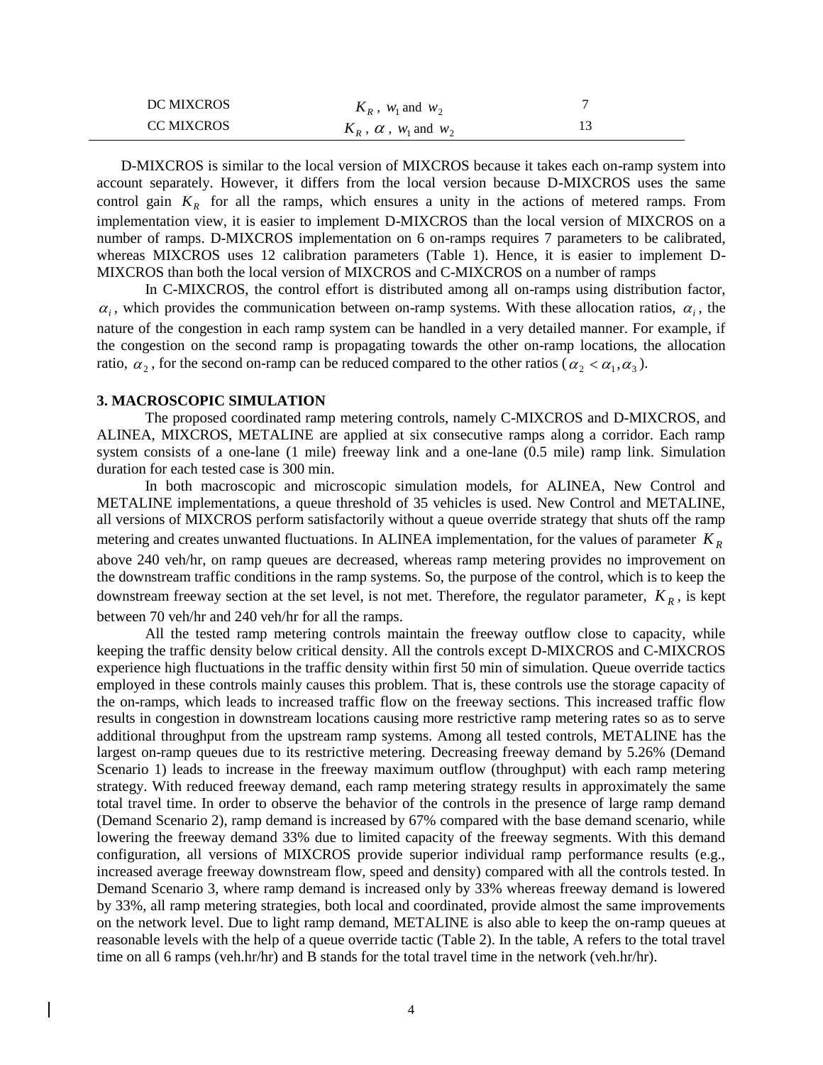| | | |
|---|---|---|
| DC MIXCROS | $K_R$ , $w_1$ and $w_2$ | 7 |
| CC MIXCROS | $K_R$ , $\alpha$ , $w_1$ and $w_2$ | 13 |

D-MIXCROS is similar to the local version of MIXCROS because it takes each on-ramp system into account separately. However, it differs from the local version because D-MIXCROS uses the same control gain $K_R$ for all the ramps, which ensures a unity in the actions of metered ramps. From implementation view, it is easier to implement D-MIXCROS than the local version of MIXCROS on a number of ramps. D-MIXCROS implementation on 6 on-ramps requires 7 parameters to be calibrated, whereas MIXCROS uses 12 calibration parameters (Table 1). Hence, it is easier to implement D-MIXCROS than both the local version of MIXCROS and C-MIXCROS on a number of ramps

In C-MIXCROS, the control effort is distributed among all on-ramps using distribution factor, $\alpha_i$, which provides the communication between on-ramp systems. With these allocation ratios, $\alpha_i$, the nature of the congestion in each ramp system can be handled in a very detailed manner. For example, if the congestion on the second ramp is propagating towards the other on-ramp locations, the allocation ratio, $\alpha_2$, for the second on-ramp can be reduced compared to the other ratios ($\alpha_2 < \alpha_1, \alpha_3$).

## 3. MACROSCOPIC SIMULATION

The proposed coordinated ramp metering controls, namely C-MIXCROS and D-MIXCROS, and ALINEA, MIXCROS, METALINE are applied at six consecutive ramps along a corridor. Each ramp system consists of a one-lane (1 mile) freeway link and a one-lane (0.5 mile) ramp link. Simulation duration for each tested case is 300 min.

In both macroscopic and microscopic simulation models, for ALINEA, New Control and METALINE implementations, a queue threshold of 35 vehicles is used. New Control and METALINE, all versions of MIXCROS perform satisfactorily without a queue override strategy that shuts off the ramp metering and creates unwanted fluctuations. In ALINEA implementation, for the values of parameter $K_R$ above 240 veh/hr, on ramp queues are decreased, whereas ramp metering provides no improvement on the downstream traffic conditions in the ramp systems. So, the purpose of the control, which is to keep the downstream freeway section at the set level, is not met. Therefore, the regulator parameter, $K_R$, is kept between 70 veh/hr and 240 veh/hr for all the ramps.

All the tested ramp metering controls maintain the freeway outflow close to capacity, while keeping the traffic density below critical density. All the controls except D-MIXCROS and C-MIXCROS experience high fluctuations in the traffic density within first 50 min of simulation. Queue override tactics employed in these controls mainly causes this problem. That is, these controls use the storage capacity of the on-ramps, which leads to increased traffic flow on the freeway sections. This increased traffic flow results in congestion in downstream locations causing more restrictive ramp metering rates so as to serve additional throughput from the upstream ramp systems. Among all tested controls, METALINE has the largest on-ramp queues due to its restrictive metering. Decreasing freeway demand by 5.26% (Demand Scenario 1) leads to increase in the freeway maximum outflow (throughput) with each ramp metering strategy. With reduced freeway demand, each ramp metering strategy results in approximately the same total travel time. In order to observe the behavior of the controls in the presence of large ramp demand (Demand Scenario 2), ramp demand is increased by 67% compared with the base demand scenario, while lowering the freeway demand 33% due to limited capacity of the freeway segments. With this demand configuration, all versions of MIXCROS provide superior individual ramp performance results (e.g., increased average freeway downstream flow, speed and density) compared with all the controls tested. In Demand Scenario 3, where ramp demand is increased only by 33% whereas freeway demand is lowered by 33%, all ramp metering strategies, both local and coordinated, provide almost the same improvements on the network level. Due to light ramp demand, METALINE is also able to keep the on-ramp queues at reasonable levels with the help of a queue override tactic (Table 2). In the table, A refers to the total travel time on all 6 ramps (veh.hr/hr) and B stands for the total travel time in the network (veh.hr/hr).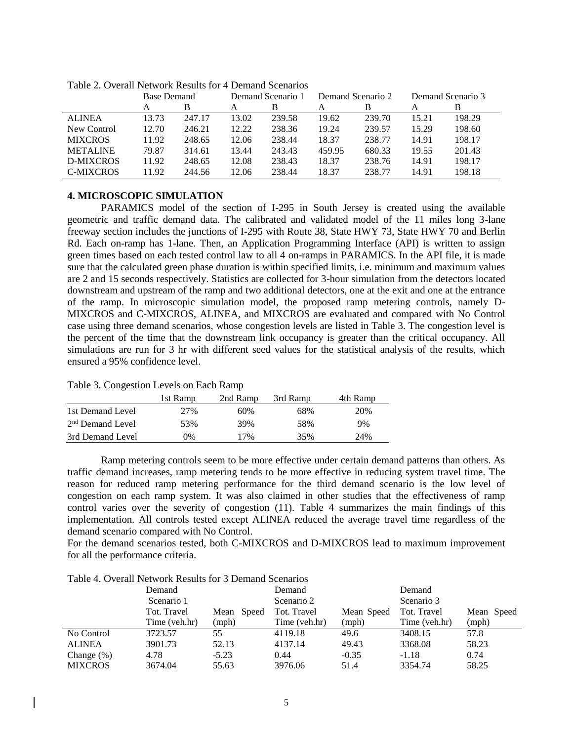Table 2. Overall Network Results for 4 Demand Scenarios

| | Base Demand | | Demand Scenario 1 | | Demand Scenario 2 | | Demand Scenario 3 | |
|---|---|---|---|---|---|---|---|---|
| | A | B | A | B | A | B | A | B |
| ALINEA | 13.73 | 247.17 | 13.02 | 239.58 | 19.62 | 239.70 | 15.21 | 198.29 |
| New Control | 12.70 | 246.21 | 12.22 | 238.36 | 19.24 | 239.57 | 15.29 | 198.60 |
| MIXCROS | 11.92 | 248.65 | 12.06 | 238.44 | 18.37 | 238.77 | 14.91 | 198.17 |
| METALINE | 79.87 | 314.61 | 13.44 | 243.43 | 459.95 | 680.33 | 19.55 | 201.43 |
| D-MIXCROS | 11.92 | 248.65 | 12.08 | 238.43 | 18.37 | 238.76 | 14.91 | 198.17 |
| C-MIXCROS | 11.92 | 244.56 | 12.06 | 238.44 | 18.37 | 238.77 | 14.91 | 198.18 |

## 4. MICROSCOPIC SIMULATION

PARAMICS model of the section of I-295 in South Jersey is created using the available geometric and traffic demand data. The calibrated and validated model of the 11 miles long 3-lane freeway section includes the junctions of I-295 with Route 38, State HWY 73, State HWY 70 and Berlin Rd. Each on-ramp has 1-lane. Then, an Application Programming Interface (API) is written to assign green times based on each tested control law to all 4 on-ramps in PARAMICS. In the API file, it is made sure that the calculated green phase duration is within specified limits, i.e. minimum and maximum values are 2 and 15 seconds respectively. Statistics are collected for 3-hour simulation from the detectors located downstream and upstream of the ramp and two additional detectors, one at the exit and one at the entrance of the ramp. In microscopic simulation model, the proposed ramp metering controls, namely D-MIXCROS and C-MIXCROS, ALINEA, and MIXCROS are evaluated and compared with No Control case using three demand scenarios, whose congestion levels are listed in Table 3. The congestion level is the percent of the time that the downstream link occupancy is greater than the critical occupancy. All simulations are run for 3 hr with different seed values for the statistical analysis of the results, which ensured a 95% confidence level.

Table 3. Congestion Levels on Each Ramp

| | 1st Ramp | 2nd Ramp | 3rd Ramp | 4th Ramp |
|---|---|---|---|---|
| 1st Demand Level | 27% | 60% | 68% | 20% |
| 2nd Demand Level | 53% | 39% | 58% | 9% |
| 3rd Demand Level | 0% | 17% | 35% | 24% |

Ramp metering controls seem to be more effective under certain demand patterns than others. As traffic demand increases, ramp metering tends to be more effective in reducing system travel time. The reason for reduced ramp metering performance for the third demand scenario is the low level of congestion on each ramp system. It was also claimed in other studies that the effectiveness of ramp control varies over the severity of congestion (11). Table 4 summarizes the main findings of this implementation. All controls tested except ALINEA reduced the average travel time regardless of the demand scenario compared with No Control.

For the demand scenarios tested, both C-MIXCROS and D-MIXCROS lead to maximum improvement for all the performance criteria.

Table 4. Overall Network Results for 3 Demand Scenarios

| | Demand Scenario 1 | | Demand Scenario 2 | | Demand Scenario 3 | |
|---|---|---|---|---|---|---|
| | Tot. Travel Time (veh.hr) | Mean Speed (mph) | Tot. Travel Time (veh.hr) | Mean Speed (mph) | Tot. Travel Time (veh.hr) | Mean Speed (mph) |
| No Control | 3723.57 | 55 | 4119.18 | 49.6 | 3408.15 | 57.8 |
| ALINEA | 3901.73 | 52.13 | 4137.14 | 49.43 | 3368.08 | 58.23 |
| Change (%) | 4.78 | -5.23 | 0.44 | -0.35 | -1.18 | 0.74 |
| MIXCROS | 3674.04 | 55.63 | 3976.06 | 51.4 | 3354.74 | 58.25 |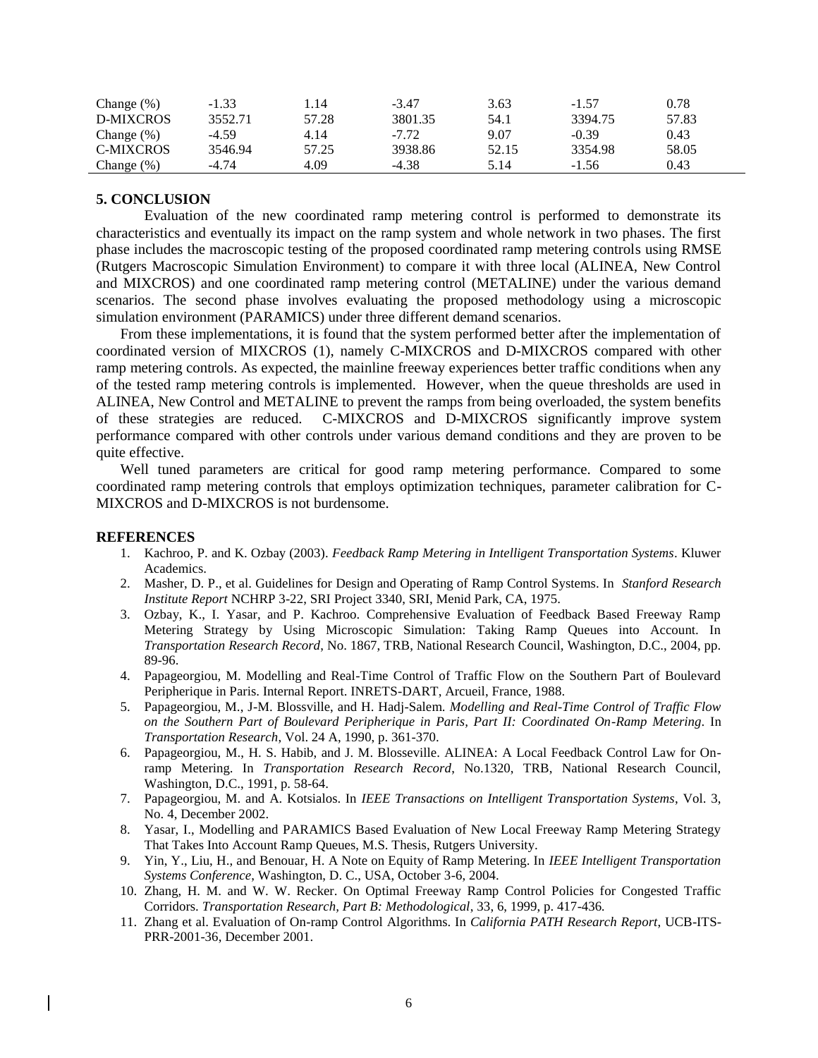| | | | | | | |
|---|---|---|---|---|---|---|
| Change (%) | -1.33 | 1.14 | -3.47 | 3.63 | -1.57 | 0.78 |
| D-MIXCROS | 3552.71 | 57.28 | 3801.35 | 54.1 | 3394.75 | 57.83 |
| Change (%) | -4.59 | 4.14 | -7.72 | 9.07 | -0.39 | 0.43 |
| C-MIXCROS | 3546.94 | 57.25 | 3938.86 | 52.15 | 3354.98 | 58.05 |
| Change (%) | -4.74 | 4.09 | -4.38 | 5.14 | -1.56 | 0.43 |

## 5. CONCLUSION

Evaluation of the new coordinated ramp metering control is performed to demonstrate its characteristics and eventually its impact on the ramp system and whole network in two phases. The first phase includes the macroscopic testing of the proposed coordinated ramp metering controls using RMSE (Rutgers Macroscopic Simulation Environment) to compare it with three local (ALINEA, New Control and MIXCROS) and one coordinated ramp metering control (METALINE) under the various demand scenarios. The second phase involves evaluating the proposed methodology using a microscopic simulation environment (PARAMICS) under three different demand scenarios.

From these implementations, it is found that the system performed better after the implementation of coordinated version of MIXCROS (1), namely C-MIXCROS and D-MIXCROS compared with other ramp metering controls. As expected, the mainline freeway experiences better traffic conditions when any of the tested ramp metering controls is implemented. However, when the queue thresholds are used in ALINEA, New Control and METALINE to prevent the ramps from being overloaded, the system benefits of these strategies are reduced. C-MIXCROS and D-MIXCROS significantly improve system performance compared with other controls under various demand conditions and they are proven to be quite effective.

Well tuned parameters are critical for good ramp metering performance. Compared to some coordinated ramp metering controls that employs optimization techniques, parameter calibration for C-MIXCROS and D-MIXCROS is not burdensome.

## REFERENCES

1. Kachroo, P. and K. Ozbay (2003). *Feedback Ramp Metering in Intelligent Transportation Systems*. Kluwer Academics.
2. Masher, D. P., et al. Guidelines for Design and Operating of Ramp Control Systems. In *Stanford Research Institute Report* NCHRP 3-22, SRI Project 3340, SRI, Menid Park, CA, 1975.
3. Ozbay, K., I. Yasar, and P. Kachroo. Comprehensive Evaluation of Feedback Based Freeway Ramp Metering Strategy by Using Microscopic Simulation: Taking Ramp Queues into Account. In *Transportation Research Record*, No. 1867, TRB, National Research Council, Washington, D.C., 2004, pp. 89-96.
4. Papageorgiou, M. Modelling and Real-Time Control of Traffic Flow on the Southern Part of Boulevard Peripherique in Paris. Internal Report. INRETS-DART, Arcueil, France, 1988.
5. Papageorgiou, M., J-M. Blossville, and H. Hadj-Salem. *Modelling and Real-Time Control of Traffic Flow on the Southern Part of Boulevard Peripherique in Paris, Part II: Coordinated On-Ramp Metering*. In *Transportation Research*, Vol. 24 A, 1990, p. 361-370.
6. Papageorgiou, M., H. S. Habib, and J. M. Blosseville. ALINEA: A Local Feedback Control Law for On-ramp Metering. In *Transportation Research Record*, No.1320, TRB, National Research Council, Washington, D.C., 1991, p. 58-64.
7. Papageorgiou, M. and A. Kotsialos. In *IEEE Transactions on Intelligent Transportation Systems*, Vol. 3, No. 4, December 2002.
8. Yasar, I., Modelling and PARAMICS Based Evaluation of New Local Freeway Ramp Metering Strategy That Takes Into Account Ramp Queues, M.S. Thesis, Rutgers University.
9. Yin, Y., Liu, H., and Benouar, H. A Note on Equity of Ramp Metering. In *IEEE Intelligent Transportation Systems Conference*, Washington, D. C., USA, October 3-6, 2004.
10. Zhang, H. M. and W. W. Recker. On Optimal Freeway Ramp Control Policies for Congested Traffic Corridors. *Transportation Research, Part B: Methodological*, 33, 6, 1999, p. 417-436.
11. Zhang et al. Evaluation of On-ramp Control Algorithms. In *California PATH Research Report*, UCB-ITS-PRR-2001-36, December 2001.